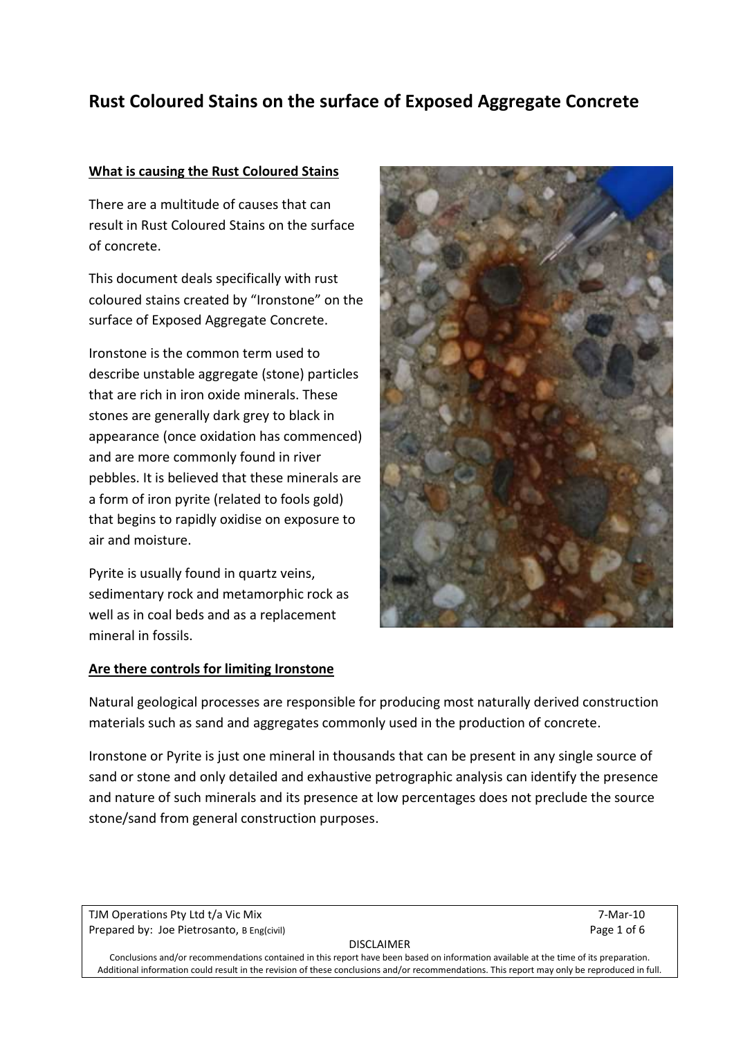# Rust Coloured Stains on the surface of Exposed Aggregate Concrete

## What is causing the Rust Coloured Stains

There are a multitude of causes that can result in Rust Coloured Stains on the surface of concrete.

This document deals specifically with rust coloured stains created by "Ironstone" on the surface of Exposed Aggregate Concrete.

Ironstone is the common term used to describe unstable aggregate (stone) particles that are rich in iron oxide minerals. These stones are generally dark grey to black in appearance (once oxidation has commenced) and are more commonly found in river pebbles. It is believed that these minerals are a form of iron pyrite (related to fools gold) that begins to rapidly oxidise on exposure to air and moisture.

Pyrite is usually found in quartz veins, sedimentary rock and metamorphic rock as well as in coal beds and as a replacement mineral in fossils.

## Are there controls for limiting Ironstone

Natural geological processes are responsible for producing most naturally derived construction materials such as sand and aggregates commonly used in the production of concrete.

Ironstone or Pyrite is just one mineral in thousands that can be present in any single source of sand or stone and only detailed and exhaustive petrographic analysis can identify the presence and nature of such minerals and its presence at low percentages does not preclude the source stone/sand from general construction purposes.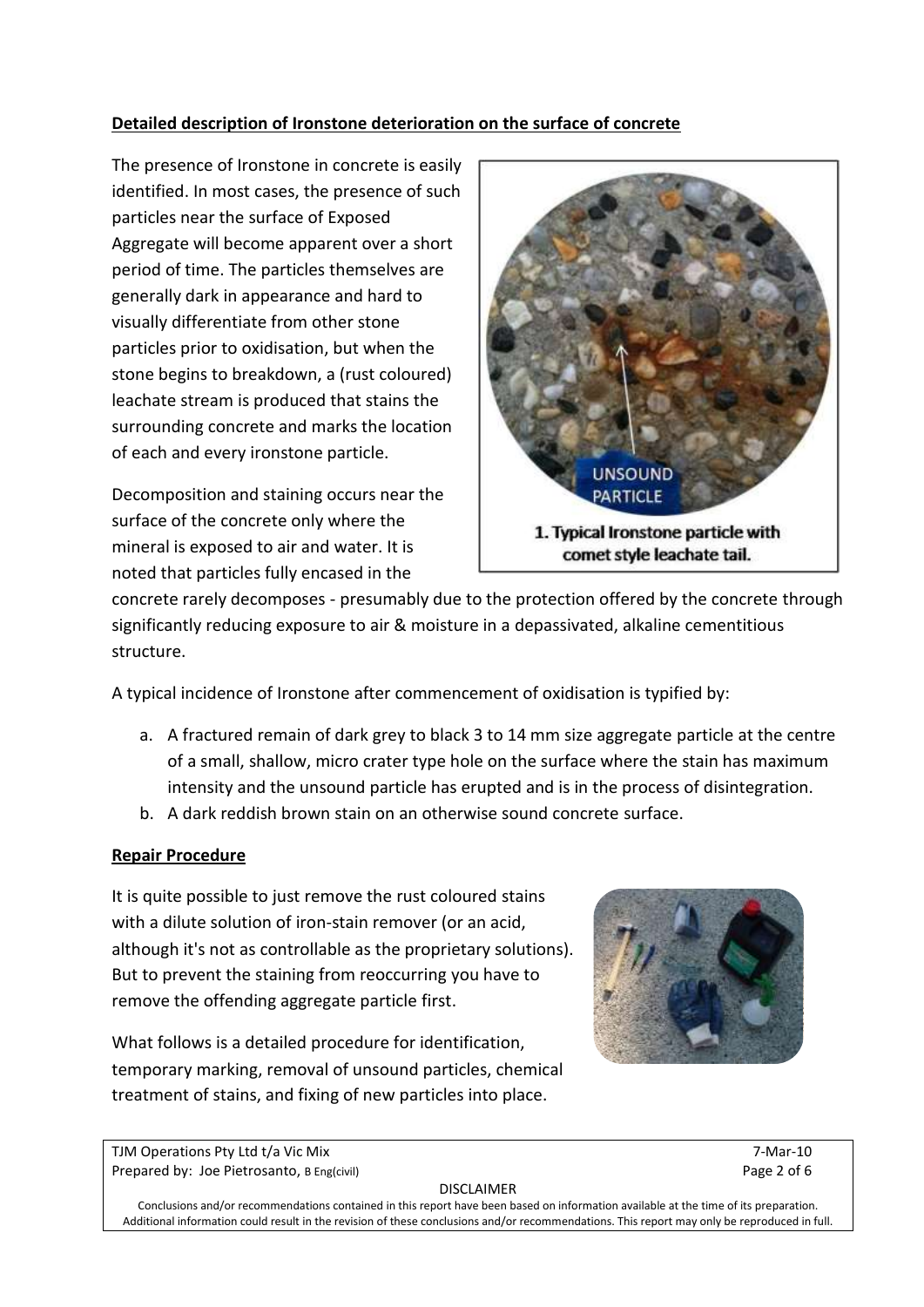## **Detailed description of Ironstone deterioration on the surface of concrete**

The presence of Ironstone in concrete is easily identified. In most cases, the presence of such particles near the surface of Exposed Aggregate will become apparent over a short period of time. The particles themselves are generally dark in appearance and hard to visually differentiate from other stone particles prior to oxidisation, but when the stone begins to breakdown, a (rust coloured) leachate stream is produced that stains the surrounding concrete and marks the location of each and every ironstone particle.

**1. Typical Ironstone particle with comet style leachate tail.**

Decomposition and staining occurs near the surface of the concrete only where the mineral is exposed to air and water. It is noted that particles fully encased in the concrete rarely decomposes - presumably due to the protection offered by the concrete through significantly reducing exposure to air & moisture in a depassivated, alkaline cementitious structure.

A typical incidence of Ironstone after commencement of oxidisation is typified by:

a. A fractured remain of dark grey to black 3 to 14 mm size aggregate particle at the centre of a small, shallow, micro crater type hole on the surface where the stain has maximum intensity and the unsound particle has erupted and is in the process of disintegration.
b. A dark reddish brown stain on an otherwise sound concrete surface.

## **Repair Procedure**

It is quite possible to just remove the rust coloured stains with a dilute solution of iron-stain remover (or an acid, although it's not as controllable as the proprietary solutions). But to prevent the staining from reoccurring you have to remove the offending aggregate particle first.

What follows is a detailed procedure for identification, temporary marking, removal of unsound particles, chemical treatment of stains, and fixing of new particles into place.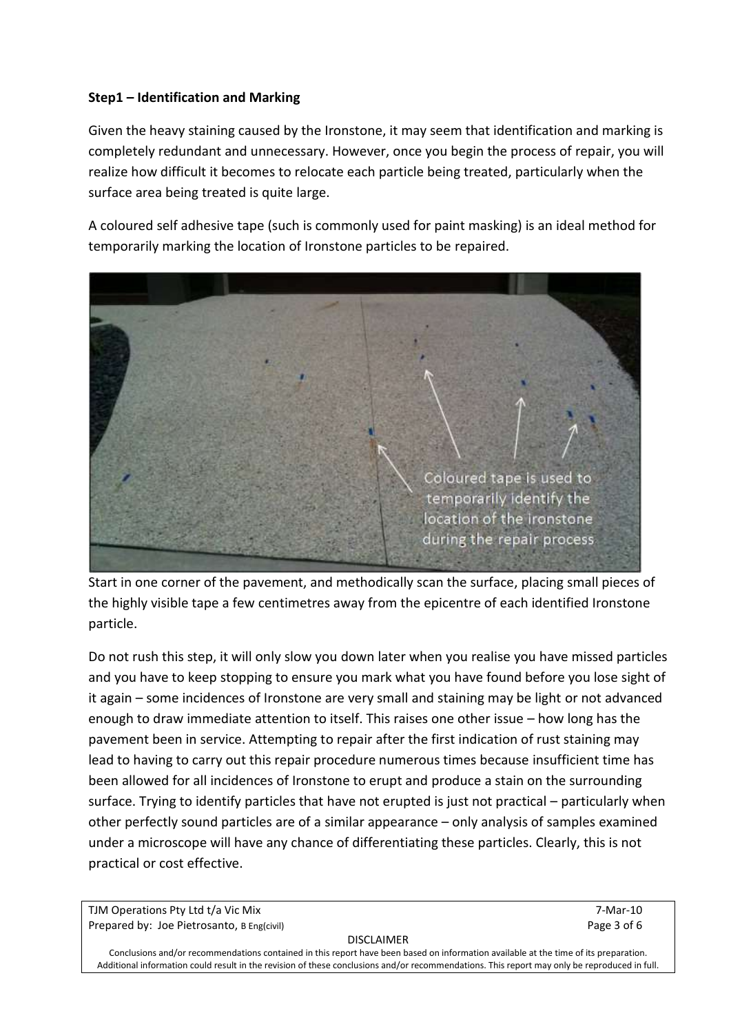**Step1 – Identification and Marking**

Given the heavy staining caused by the Ironstone, it may seem that identification and marking is completely redundant and unnecessary. However, once you begin the process of repair, you will realize how difficult it becomes to relocate each particle being treated, particularly when the surface area being treated is quite large.

A coloured self adhesive tape (such is commonly used for paint masking) is an ideal method for temporarily marking the location of Ironstone particles to be repaired.

Coloured tape is used to temporarily identify the location of the ironstone during the repair process

Start in one corner of the pavement, and methodically scan the surface, placing small pieces of the highly visible tape a few centimetres away from the epicentre of each identified Ironstone particle.

Do not rush this step, it will only slow you down later when you realise you have missed particles and you have to keep stopping to ensure you mark what you have found before you lose sight of it again – some incidences of Ironstone are very small and staining may be light or not advanced enough to draw immediate attention to itself. This raises one other issue – how long has the pavement been in service. Attempting to repair after the first indication of rust staining may lead to having to carry out this repair procedure numerous times because insufficient time has been allowed for all incidences of Ironstone to erupt and produce a stain on the surrounding surface. Trying to identify particles that have not erupted is just not practical – particularly when other perfectly sound particles are of a similar appearance – only analysis of samples examined under a microscope will have any chance of differentiating these particles. Clearly, this is not practical or cost effective.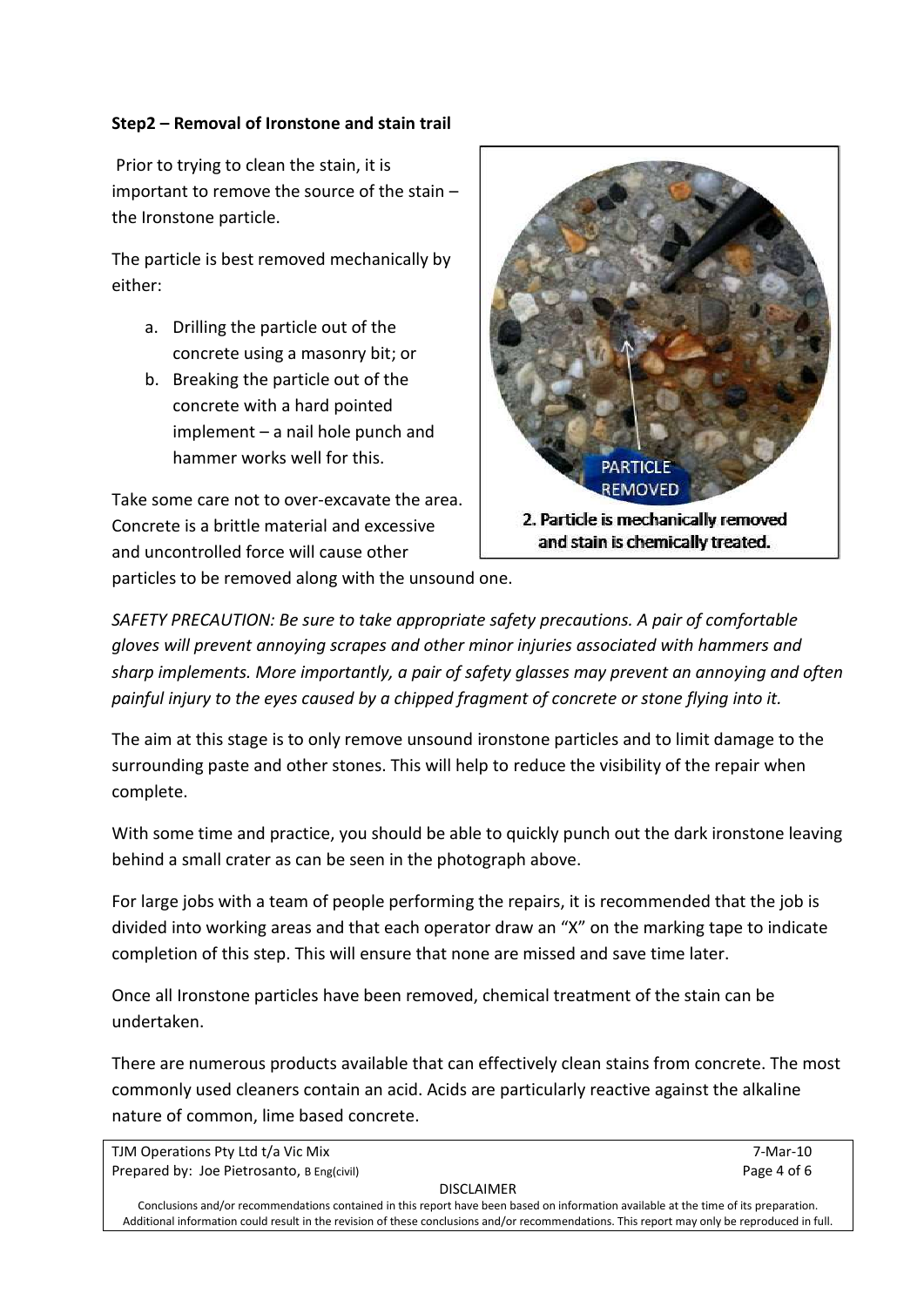**Step2 – Removal of Ironstone and stain trail**

Prior to trying to clean the stain, it is important to remove the source of the stain – the Ironstone particle.

The particle is best removed mechanically by either:

a. Drilling the particle out of the concrete using a masonry bit; or
b. Breaking the particle out of the concrete with a hard pointed implement – a nail hole punch and hammer works well for this.

Take some care not to over-excavate the area. Concrete is a brittle material and excessive and uncontrolled force will cause other particles to be removed along with the unsound one.

2. Particle is mechanically removed and stain is chemically treated.

*SAFETY PRECAUTION: Be sure to take appropriate safety precautions. A pair of comfortable gloves will prevent annoying scrapes and other minor injuries associated with hammers and sharp implements. More importantly, a pair of safety glasses may prevent an annoying and often painful injury to the eyes caused by a chipped fragment of concrete or stone flying into it.*

The aim at this stage is to only remove unsound ironstone particles and to limit damage to the surrounding paste and other stones. This will help to reduce the visibility of the repair when complete.

With some time and practice, you should be able to quickly punch out the dark ironstone leaving behind a small crater as can be seen in the photograph above.

For large jobs with a team of people performing the repairs, it is recommended that the job is divided into working areas and that each operator draw an "X" on the marking tape to indicate completion of this step. This will ensure that none are missed and save time later.

Once all Ironstone particles have been removed, chemical treatment of the stain can be undertaken.

There are numerous products available that can effectively clean stains from concrete. The most commonly used cleaners contain an acid. Acids are particularly reactive against the alkaline nature of common, lime based concrete.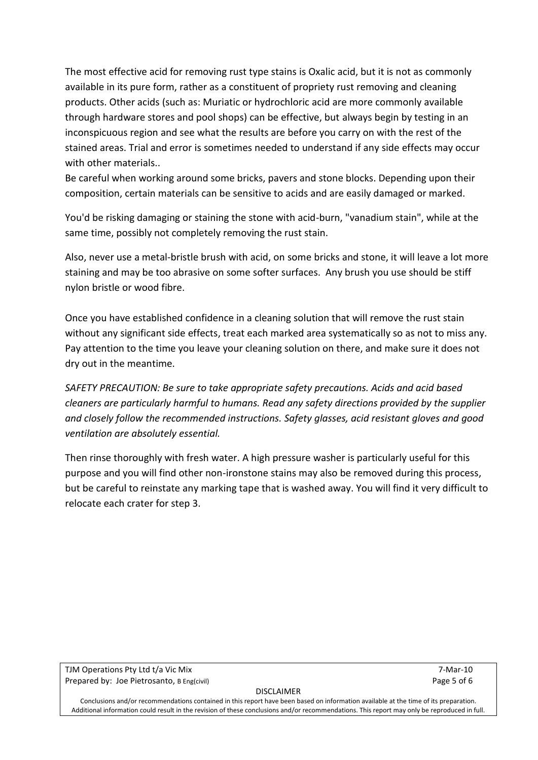The most effective acid for removing rust type stains is Oxalic acid, but it is not as commonly available in its pure form, rather as a constituent of propriety rust removing and cleaning products. Other acids (such as: Muriatic or hydrochloric acid are more commonly available through hardware stores and pool shops) can be effective, but always begin by testing in an inconspicuous region and see what the results are before you carry on with the rest of the stained areas. Trial and error is sometimes needed to understand if any side effects may occur with other materials..
Be careful when working around some bricks, pavers and stone blocks. Depending upon their composition, certain materials can be sensitive to acids and are easily damaged or marked.

You'd be risking damaging or staining the stone with acid-burn, "vanadium stain", while at the same time, possibly not completely removing the rust stain.

Also, never use a metal-bristle brush with acid, on some bricks and stone, it will leave a lot more staining and may be too abrasive on some softer surfaces. Any brush you use should be stiff nylon bristle or wood fibre.

Once you have established confidence in a cleaning solution that will remove the rust stain without any significant side effects, treat each marked area systematically so as not to miss any. Pay attention to the time you leave your cleaning solution on there, and make sure it does not dry out in the meantime.

*SAFETY PRECAUTION: Be sure to take appropriate safety precautions. Acids and acid based cleaners are particularly harmful to humans. Read any safety directions provided by the supplier and closely follow the recommended instructions. Safety glasses, acid resistant gloves and good ventilation are absolutely essential.*

Then rinse thoroughly with fresh water. A high pressure washer is particularly useful for this purpose and you will find other non-ironstone stains may also be removed during this process, but be careful to reinstate any marking tape that is washed away. You will find it very difficult to relocate each crater for step 3.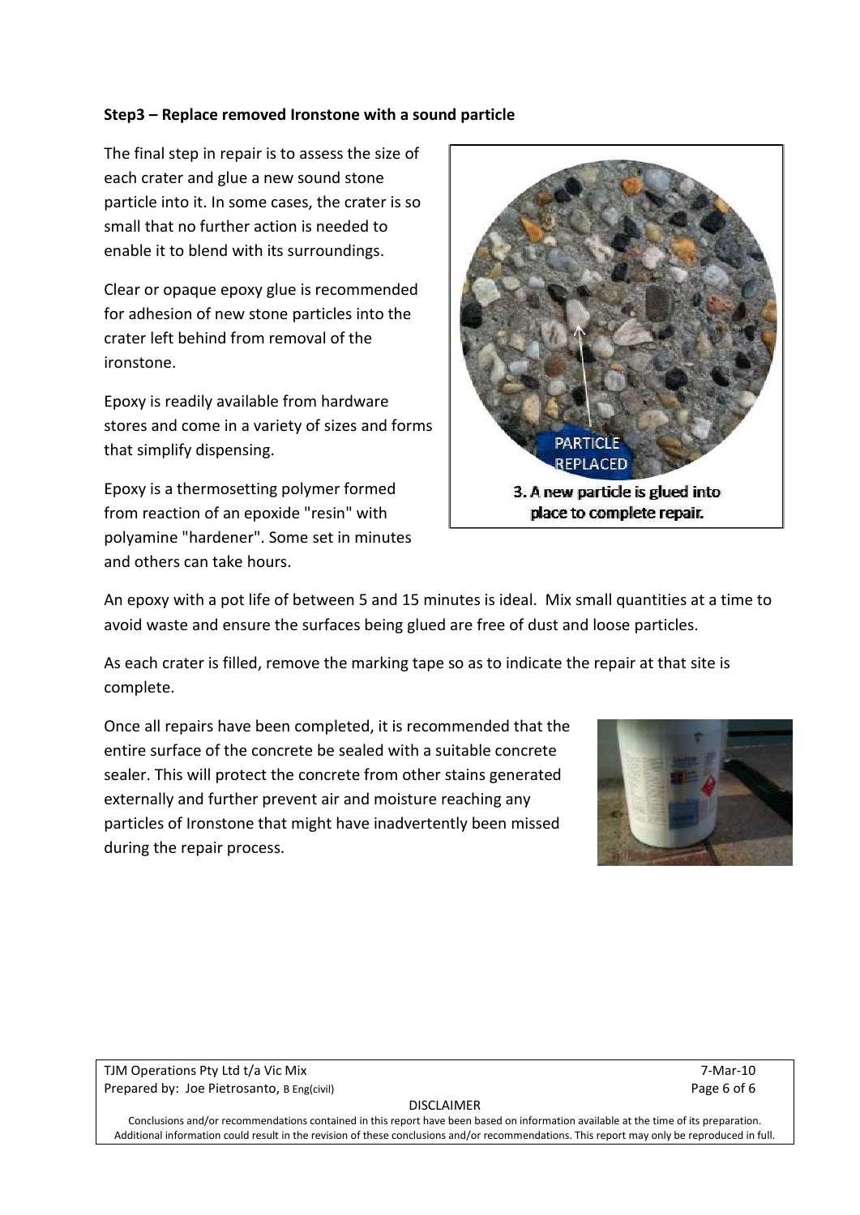**Step3 – Replace removed Ironstone with a sound particle**

The final step in repair is to assess the size of each crater and glue a new sound stone particle into it. In some cases, the crater is so small that no further action is needed to enable it to blend with its surroundings.

Clear or opaque epoxy glue is recommended for adhesion of new stone particles into the crater left behind from removal of the ironstone.

Epoxy is readily available from hardware stores and come in a variety of sizes and forms that simplify dispensing.

Epoxy is a thermosetting polymer formed from reaction of an epoxide "resin" with polyamine "hardener". Some set in minutes and others can take hours.

PARTICLE REPLACED

3. A new particle is glued into place to complete repair.

An epoxy with a pot life of between 5 and 15 minutes is ideal. Mix small quantities at a time to avoid waste and ensure the surfaces being glued are free of dust and loose particles.

As each crater is filled, remove the marking tape so as to indicate the repair at that site is complete.

Once all repairs have been completed, it is recommended that the entire surface of the concrete be sealed with a suitable concrete sealer. This will protect the concrete from other stains generated externally and further prevent air and moisture reaching any particles of Ironstone that might have inadvertently been missed during the repair process.

TJM Operations Pty Ltd t/a Vic Mix 7-Mar-10
Prepared by: Joe Pietrosanto, B Eng(civil)

DISCLAIMER

Conclusions and/or recommendations contained in this report have been based on information available at the time of its preparation. Additional information could result in the revision of these conclusions and/or recommendations. This report may only be reproduced in full.